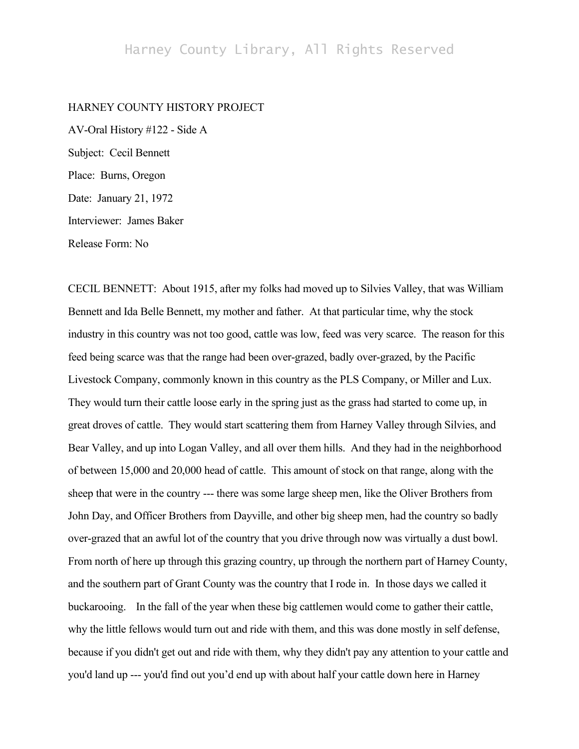HARNEY COUNTY HISTORY PROJECT

AV-Oral History #122 - Side A

Subject: Cecil Bennett

Place: Burns, Oregon

Date: January 21, 1972

Interviewer: James Baker

Release Form: No

CECIL BENNETT: About 1915, after my folks had moved up to Silvies Valley, that was William Bennett and Ida Belle Bennett, my mother and father. At that particular time, why the stock industry in this country was not too good, cattle was low, feed was very scarce. The reason for this feed being scarce was that the range had been over-grazed, badly over-grazed, by the Pacific Livestock Company, commonly known in this country as the PLS Company, or Miller and Lux. They would turn their cattle loose early in the spring just as the grass had started to come up, in great droves of cattle. They would start scattering them from Harney Valley through Silvies, and Bear Valley, and up into Logan Valley, and all over them hills. And they had in the neighborhood of between 15,000 and 20,000 head of cattle. This amount of stock on that range, along with the sheep that were in the country --- there was some large sheep men, like the Oliver Brothers from John Day, and Officer Brothers from Dayville, and other big sheep men, had the country so badly over-grazed that an awful lot of the country that you drive through now was virtually a dust bowl. From north of here up through this grazing country, up through the northern part of Harney County, and the southern part of Grant County was the country that I rode in. In those days we called it buckarooing. In the fall of the year when these big cattlemen would come to gather their cattle, why the little fellows would turn out and ride with them, and this was done mostly in self defense, because if you didn't get out and ride with them, why they didn't pay any attention to your cattle and you'd land up --- you'd find out you'd end up with about half your cattle down here in Harney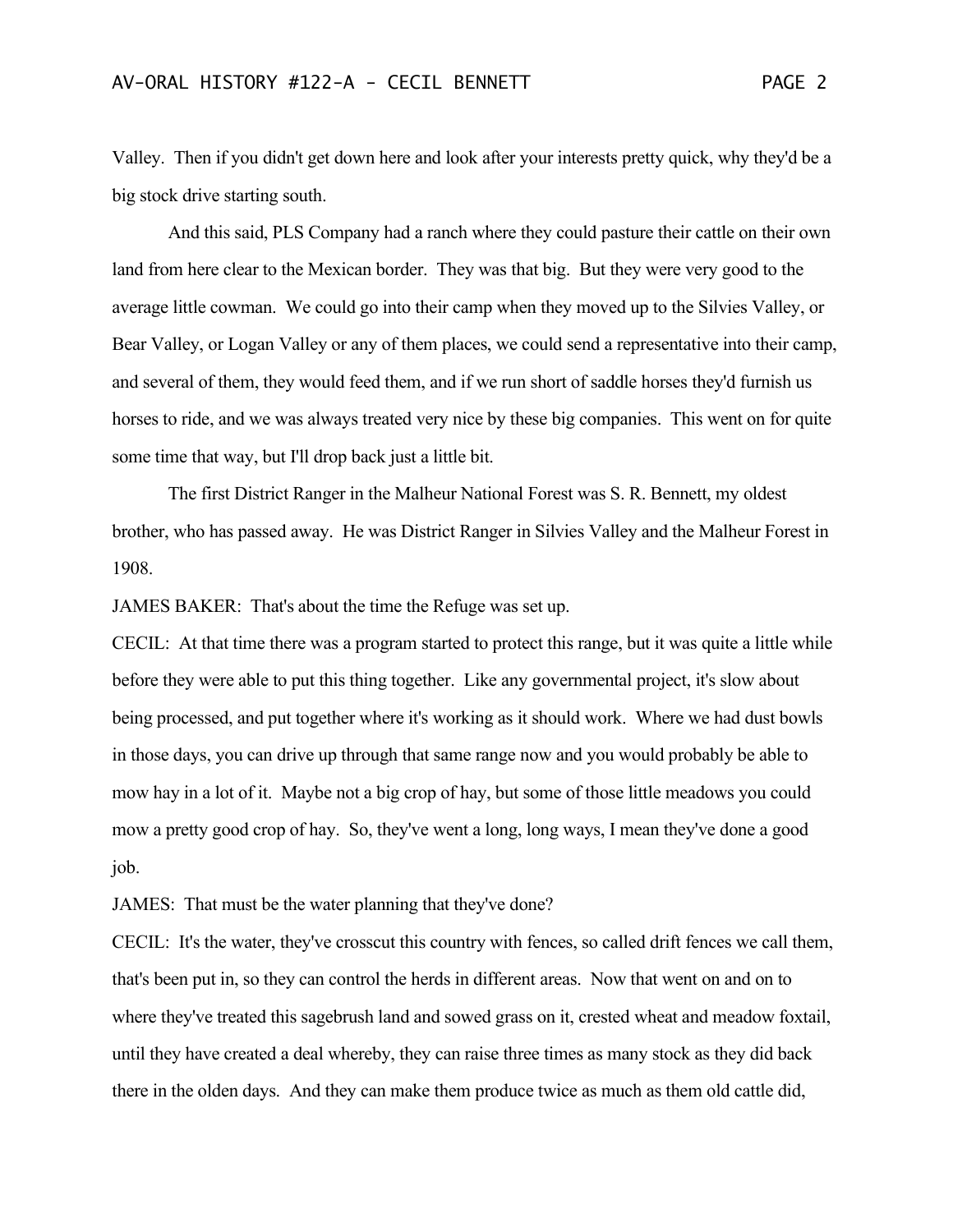Valley. Then if you didn't get down here and look after your interests pretty quick, why they'd be a big stock drive starting south.

And this said, PLS Company had a ranch where they could pasture their cattle on their own land from here clear to the Mexican border. They was that big. But they were very good to the average little cowman. We could go into their camp when they moved up to the Silvies Valley, or Bear Valley, or Logan Valley or any of them places, we could send a representative into their camp, and several of them, they would feed them, and if we run short of saddle horses they'd furnish us horses to ride, and we was always treated very nice by these big companies. This went on for quite some time that way, but I'll drop back just a little bit.

The first District Ranger in the Malheur National Forest was S. R. Bennett, my oldest brother, who has passed away. He was District Ranger in Silvies Valley and the Malheur Forest in 1908.

JAMES BAKER: That's about the time the Refuge was set up.

CECIL: At that time there was a program started to protect this range, but it was quite a little while before they were able to put this thing together. Like any governmental project, it's slow about being processed, and put together where it's working as it should work. Where we had dust bowls in those days, you can drive up through that same range now and you would probably be able to mow hay in a lot of it. Maybe not a big crop of hay, but some of those little meadows you could mow a pretty good crop of hay. So, they've went a long, long ways, I mean they've done a good job.

JAMES: That must be the water planning that they've done?

CECIL: It's the water, they've crosscut this country with fences, so called drift fences we call them, that's been put in, so they can control the herds in different areas. Now that went on and on to where they've treated this sagebrush land and sowed grass on it, crested wheat and meadow foxtail, until they have created a deal whereby, they can raise three times as many stock as they did back there in the olden days. And they can make them produce twice as much as them old cattle did,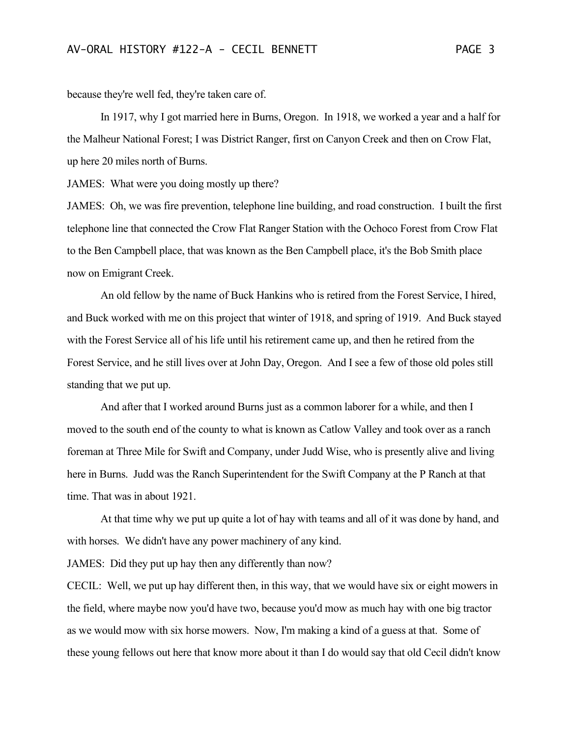because they're well fed, they're taken care of.

In 1917, why I got married here in Burns, Oregon. In 1918, we worked a year and a half for the Malheur National Forest; I was District Ranger, first on Canyon Creek and then on Crow Flat, up here 20 miles north of Burns.

JAMES: What were you doing mostly up there?

JAMES: Oh, we was fire prevention, telephone line building, and road construction. I built the first telephone line that connected the Crow Flat Ranger Station with the Ochoco Forest from Crow Flat to the Ben Campbell place, that was known as the Ben Campbell place, it's the Bob Smith place now on Emigrant Creek.

An old fellow by the name of Buck Hankins who is retired from the Forest Service, I hired, and Buck worked with me on this project that winter of 1918, and spring of 1919. And Buck stayed with the Forest Service all of his life until his retirement came up, and then he retired from the Forest Service, and he still lives over at John Day, Oregon. And I see a few of those old poles still standing that we put up.

And after that I worked around Burns just as a common laborer for a while, and then I moved to the south end of the county to what is known as Catlow Valley and took over as a ranch foreman at Three Mile for Swift and Company, under Judd Wise, who is presently alive and living here in Burns. Judd was the Ranch Superintendent for the Swift Company at the P Ranch at that time. That was in about 1921.

At that time why we put up quite a lot of hay with teams and all of it was done by hand, and with horses. We didn't have any power machinery of any kind.

JAMES: Did they put up hay then any differently than now?

CECIL: Well, we put up hay different then, in this way, that we would have six or eight mowers in the field, where maybe now you'd have two, because you'd mow as much hay with one big tractor as we would mow with six horse mowers. Now, I'm making a kind of a guess at that. Some of these young fellows out here that know more about it than I do would say that old Cecil didn't know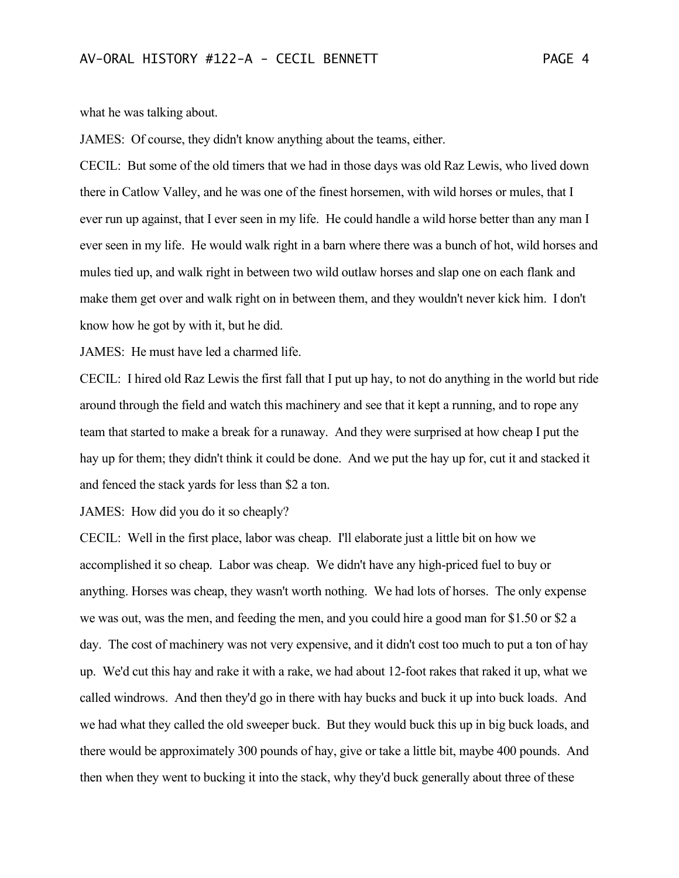what he was talking about.

JAMES: Of course, they didn't know anything about the teams, either.

CECIL: But some of the old timers that we had in those days was old Raz Lewis, who lived down there in Catlow Valley, and he was one of the finest horsemen, with wild horses or mules, that I ever run up against, that I ever seen in my life. He could handle a wild horse better than any man I ever seen in my life. He would walk right in a barn where there was a bunch of hot, wild horses and mules tied up, and walk right in between two wild outlaw horses and slap one on each flank and make them get over and walk right on in between them, and they wouldn't never kick him. I don't know how he got by with it, but he did.

JAMES: He must have led a charmed life.

CECIL: I hired old Raz Lewis the first fall that I put up hay, to not do anything in the world but ride around through the field and watch this machinery and see that it kept a running, and to rope any team that started to make a break for a runaway. And they were surprised at how cheap I put the hay up for them; they didn't think it could be done. And we put the hay up for, cut it and stacked it and fenced the stack yards for less than $2 a ton.

JAMES: How did you do it so cheaply?

CECIL: Well in the first place, labor was cheap. I'll elaborate just a little bit on how we accomplished it so cheap. Labor was cheap. We didn't have any high-priced fuel to buy or anything. Horses was cheap, they wasn't worth nothing. We had lots of horses. The only expense we was out, was the men, and feeding the men, and you could hire a good man for $1.50 or $2 a day. The cost of machinery was not very expensive, and it didn't cost too much to put a ton of hay up. We'd cut this hay and rake it with a rake, we had about 12-foot rakes that raked it up, what we called windrows. And then they'd go in there with hay bucks and buck it up into buck loads. And we had what they called the old sweeper buck. But they would buck this up in big buck loads, and there would be approximately 300 pounds of hay, give or take a little bit, maybe 400 pounds. And then when they went to bucking it into the stack, why they'd buck generally about three of these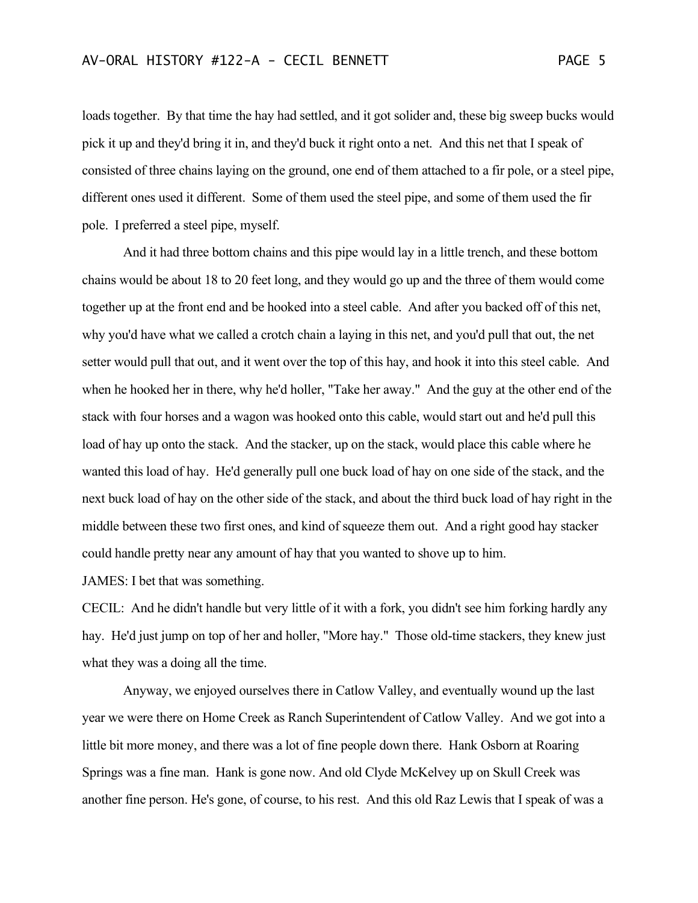loads together. By that time the hay had settled, and it got solider and, these big sweep bucks would pick it up and they'd bring it in, and they'd buck it right onto a net. And this net that I speak of consisted of three chains laying on the ground, one end of them attached to a fir pole, or a steel pipe, different ones used it different. Some of them used the steel pipe, and some of them used the fir pole. I preferred a steel pipe, myself.

And it had three bottom chains and this pipe would lay in a little trench, and these bottom chains would be about 18 to 20 feet long, and they would go up and the three of them would come together up at the front end and be hooked into a steel cable. And after you backed off of this net, why you'd have what we called a crotch chain a laying in this net, and you'd pull that out, the net setter would pull that out, and it went over the top of this hay, and hook it into this steel cable. And when he hooked her in there, why he'd holler, "Take her away." And the guy at the other end of the stack with four horses and a wagon was hooked onto this cable, would start out and he'd pull this load of hay up onto the stack. And the stacker, up on the stack, would place this cable where he wanted this load of hay. He'd generally pull one buck load of hay on one side of the stack, and the next buck load of hay on the other side of the stack, and about the third buck load of hay right in the middle between these two first ones, and kind of squeeze them out. And a right good hay stacker could handle pretty near any amount of hay that you wanted to shove up to him.

JAMES: I bet that was something.

CECIL: And he didn't handle but very little of it with a fork, you didn't see him forking hardly any hay. He'd just jump on top of her and holler, "More hay." Those old-time stackers, they knew just what they was a doing all the time.

Anyway, we enjoyed ourselves there in Catlow Valley, and eventually wound up the last year we were there on Home Creek as Ranch Superintendent of Catlow Valley. And we got into a little bit more money, and there was a lot of fine people down there. Hank Osborn at Roaring Springs was a fine man. Hank is gone now. And old Clyde McKelvey up on Skull Creek was another fine person. He's gone, of course, to his rest. And this old Raz Lewis that I speak of was a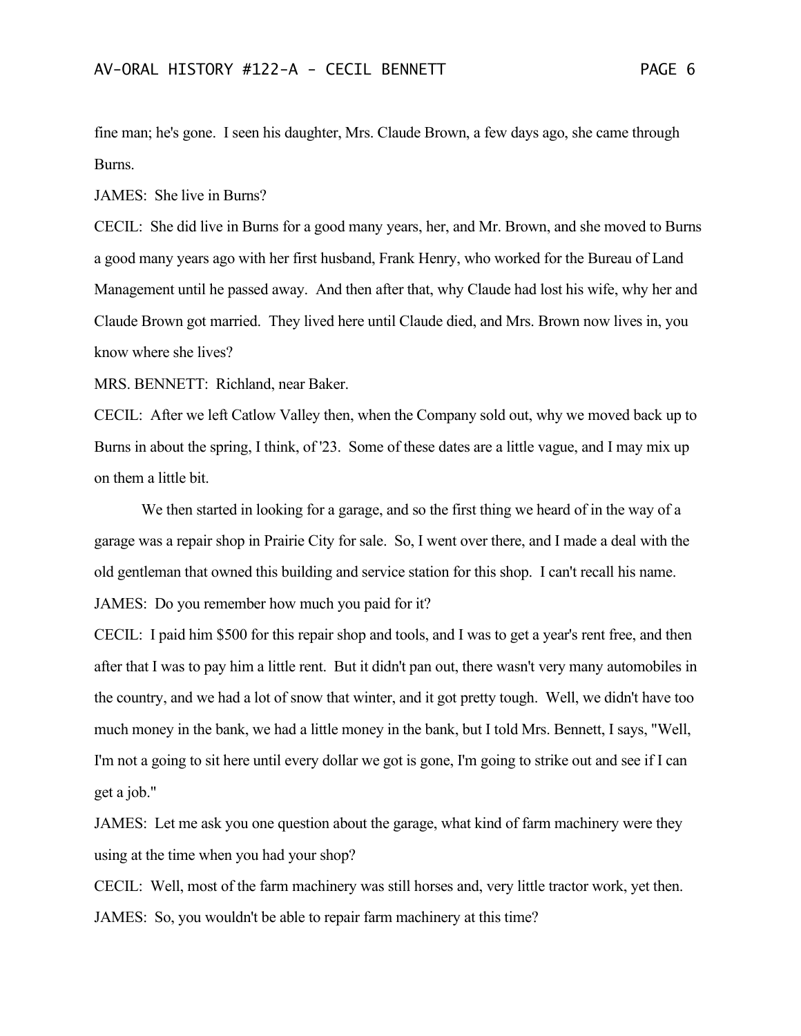fine man; he's gone. I seen his daughter, Mrs. Claude Brown, a few days ago, she came through Burns.

JAMES: She live in Burns?

CECIL: She did live in Burns for a good many years, her, and Mr. Brown, and she moved to Burns a good many years ago with her first husband, Frank Henry, who worked for the Bureau of Land Management until he passed away. And then after that, why Claude had lost his wife, why her and Claude Brown got married. They lived here until Claude died, and Mrs. Brown now lives in, you know where she lives?

MRS. BENNETT: Richland, near Baker.

CECIL: After we left Catlow Valley then, when the Company sold out, why we moved back up to Burns in about the spring, I think, of '23. Some of these dates are a little vague, and I may mix up on them a little bit.

We then started in looking for a garage, and so the first thing we heard of in the way of a garage was a repair shop in Prairie City for sale. So, I went over there, and I made a deal with the old gentleman that owned this building and service station for this shop. I can't recall his name.

JAMES: Do you remember how much you paid for it?

CECIL: I paid him $500 for this repair shop and tools, and I was to get a year's rent free, and then after that I was to pay him a little rent. But it didn't pan out, there wasn't very many automobiles in the country, and we had a lot of snow that winter, and it got pretty tough. Well, we didn't have too much money in the bank, we had a little money in the bank, but I told Mrs. Bennett, I says, "Well, I'm not a going to sit here until every dollar we got is gone, I'm going to strike out and see if I can get a job."

JAMES: Let me ask you one question about the garage, what kind of farm machinery were they using at the time when you had your shop?

CECIL: Well, most of the farm machinery was still horses and, very little tractor work, yet then.

JAMES: So, you wouldn't be able to repair farm machinery at this time?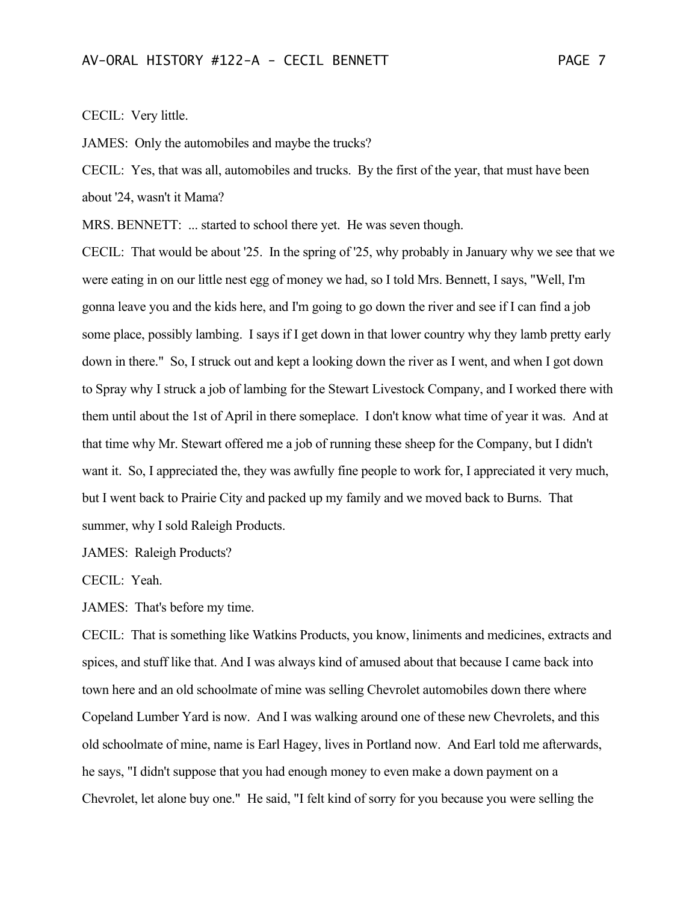CECIL: Very little.

JAMES: Only the automobiles and maybe the trucks?

CECIL: Yes, that was all, automobiles and trucks. By the first of the year, that must have been about '24, wasn't it Mama?

MRS. BENNETT: ... started to school there yet. He was seven though.

CECIL: That would be about '25. In the spring of '25, why probably in January why we see that we were eating in on our little nest egg of money we had, so I told Mrs. Bennett, I says, "Well, I'm gonna leave you and the kids here, and I'm going to go down the river and see if I can find a job some place, possibly lambing. I says if I get down in that lower country why they lamb pretty early down in there." So, I struck out and kept a looking down the river as I went, and when I got down to Spray why I struck a job of lambing for the Stewart Livestock Company, and I worked there with them until about the 1st of April in there someplace. I don't know what time of year it was. And at that time why Mr. Stewart offered me a job of running these sheep for the Company, but I didn't want it. So, I appreciated the, they was awfully fine people to work for, I appreciated it very much, but I went back to Prairie City and packed up my family and we moved back to Burns. That summer, why I sold Raleigh Products.

JAMES: Raleigh Products?

CECIL: Yeah.

JAMES: That's before my time.

CECIL: That is something like Watkins Products, you know, liniments and medicines, extracts and spices, and stuff like that. And I was always kind of amused about that because I came back into town here and an old schoolmate of mine was selling Chevrolet automobiles down there where Copeland Lumber Yard is now. And I was walking around one of these new Chevrolets, and this old schoolmate of mine, name is Earl Hagey, lives in Portland now. And Earl told me afterwards, he says, "I didn't suppose that you had enough money to even make a down payment on a Chevrolet, let alone buy one." He said, "I felt kind of sorry for you because you were selling the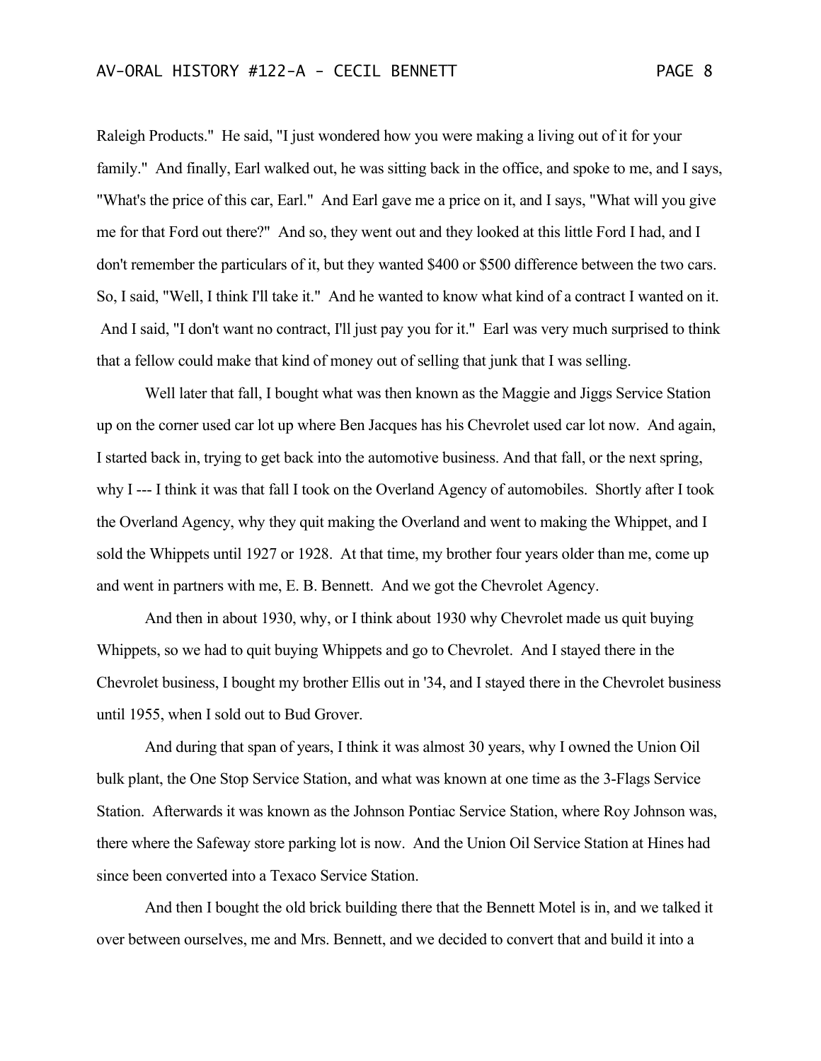Raleigh Products." He said, "I just wondered how you were making a living out of it for your family." And finally, Earl walked out, he was sitting back in the office, and spoke to me, and I says, "What's the price of this car, Earl." And Earl gave me a price on it, and I says, "What will you give me for that Ford out there?" And so, they went out and they looked at this little Ford I had, and I don't remember the particulars of it, but they wanted $400 or $500 difference between the two cars. So, I said, "Well, I think I'll take it." And he wanted to know what kind of a contract I wanted on it. And I said, "I don't want no contract, I'll just pay you for it." Earl was very much surprised to think that a fellow could make that kind of money out of selling that junk that I was selling.

Well later that fall, I bought what was then known as the Maggie and Jiggs Service Station up on the corner used car lot up where Ben Jacques has his Chevrolet used car lot now. And again, I started back in, trying to get back into the automotive business. And that fall, or the next spring, why I --- I think it was that fall I took on the Overland Agency of automobiles. Shortly after I took the Overland Agency, why they quit making the Overland and went to making the Whippet, and I sold the Whippets until 1927 or 1928. At that time, my brother four years older than me, come up and went in partners with me, E. B. Bennett. And we got the Chevrolet Agency.

And then in about 1930, why, or I think about 1930 why Chevrolet made us quit buying Whippets, so we had to quit buying Whippets and go to Chevrolet. And I stayed there in the Chevrolet business, I bought my brother Ellis out in '34, and I stayed there in the Chevrolet business until 1955, when I sold out to Bud Grover.

And during that span of years, I think it was almost 30 years, why I owned the Union Oil bulk plant, the One Stop Service Station, and what was known at one time as the 3-Flags Service Station. Afterwards it was known as the Johnson Pontiac Service Station, where Roy Johnson was, there where the Safeway store parking lot is now. And the Union Oil Service Station at Hines had since been converted into a Texaco Service Station.

And then I bought the old brick building there that the Bennett Motel is in, and we talked it over between ourselves, me and Mrs. Bennett, and we decided to convert that and build it into a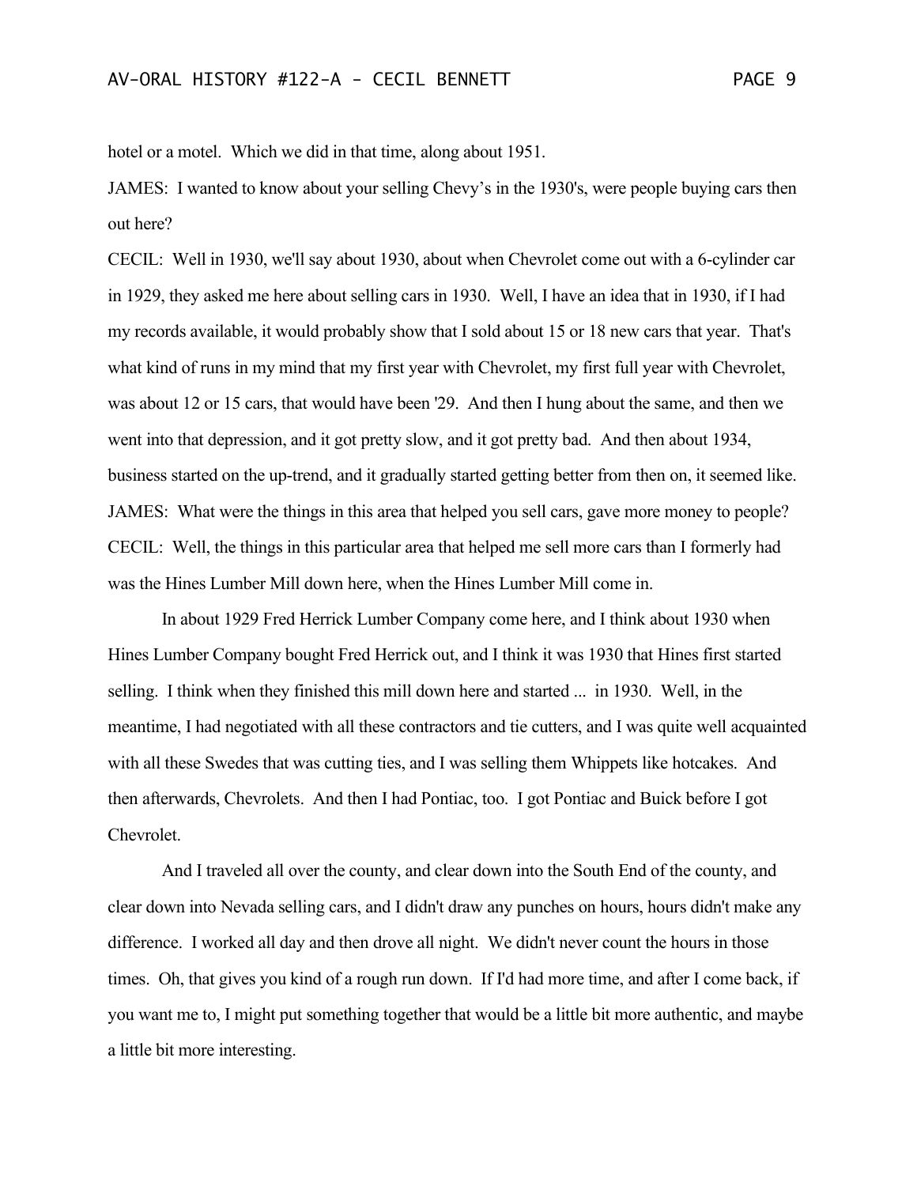hotel or a motel. Which we did in that time, along about 1951.

JAMES: I wanted to know about your selling Chevy's in the 1930's, were people buying cars then out here?

CECIL: Well in 1930, we'll say about 1930, about when Chevrolet come out with a 6-cylinder car in 1929, they asked me here about selling cars in 1930. Well, I have an idea that in 1930, if I had my records available, it would probably show that I sold about 15 or 18 new cars that year. That's what kind of runs in my mind that my first year with Chevrolet, my first full year with Chevrolet, was about 12 or 15 cars, that would have been '29. And then I hung about the same, and then we went into that depression, and it got pretty slow, and it got pretty bad. And then about 1934, business started on the up-trend, and it gradually started getting better from then on, it seemed like.

JAMES: What were the things in this area that helped you sell cars, gave more money to people?

CECIL: Well, the things in this particular area that helped me sell more cars than I formerly had was the Hines Lumber Mill down here, when the Hines Lumber Mill come in.

In about 1929 Fred Herrick Lumber Company come here, and I think about 1930 when Hines Lumber Company bought Fred Herrick out, and I think it was 1930 that Hines first started selling. I think when they finished this mill down here and started ... in 1930. Well, in the meantime, I had negotiated with all these contractors and tie cutters, and I was quite well acquainted with all these Swedes that was cutting ties, and I was selling them Whippets like hotcakes. And then afterwards, Chevrolets. And then I had Pontiac, too. I got Pontiac and Buick before I got Chevrolet.

And I traveled all over the county, and clear down into the South End of the county, and clear down into Nevada selling cars, and I didn't draw any punches on hours, hours didn't make any difference. I worked all day and then drove all night. We didn't never count the hours in those times. Oh, that gives you kind of a rough run down. If I'd had more time, and after I come back, if you want me to, I might put something together that would be a little bit more authentic, and maybe a little bit more interesting.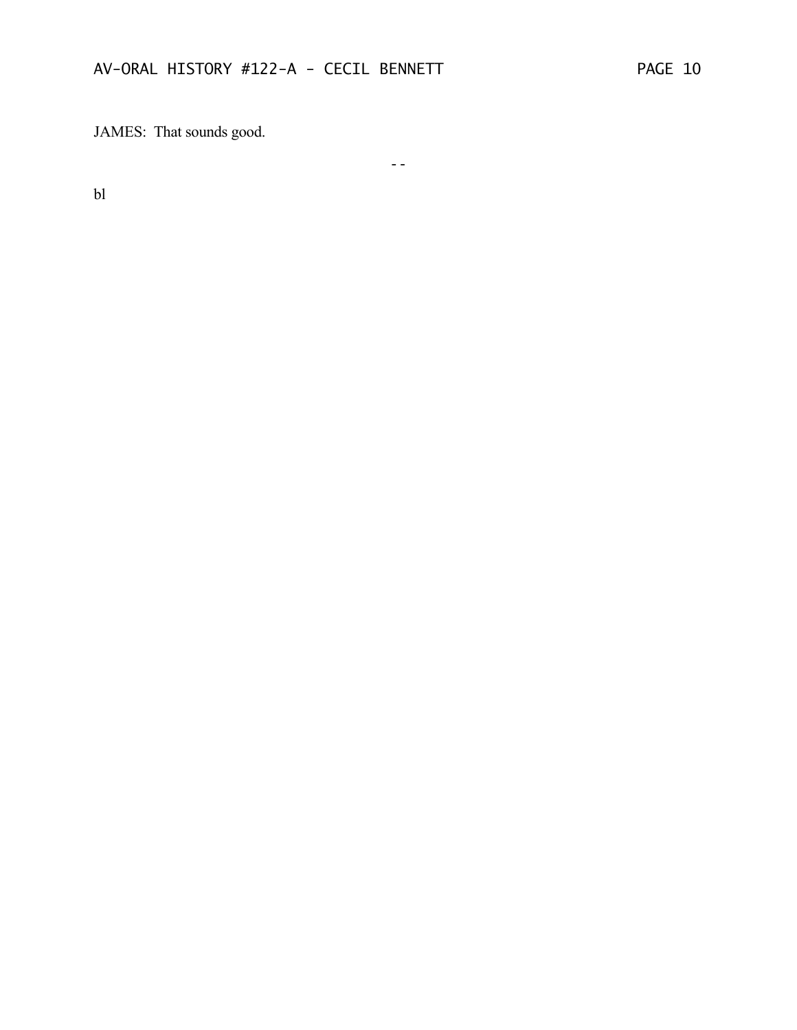JAMES: That sounds good.

- -

bl